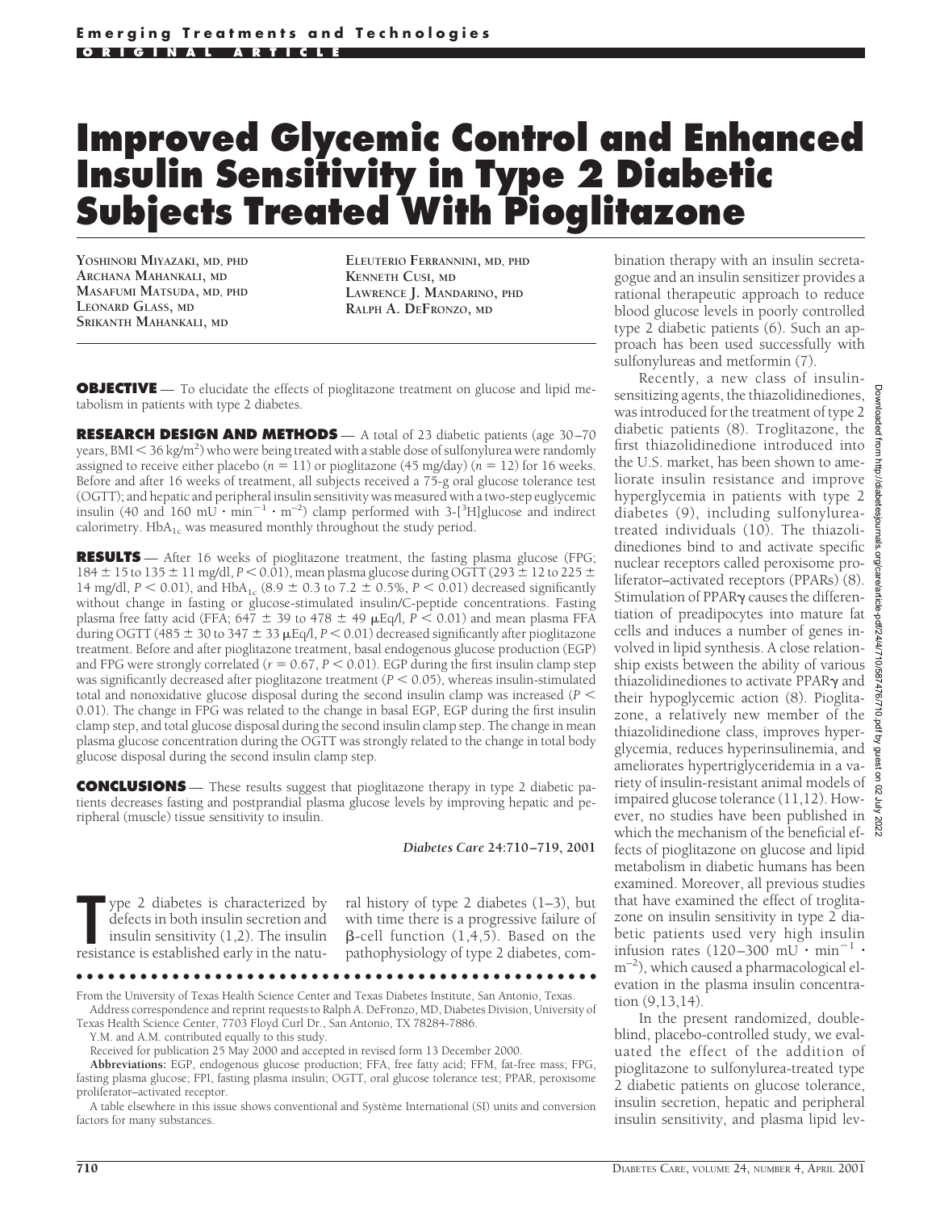**Emerging Treatments and Technologies**

**ORIGINAL ARTICLE**

# Improved Glycemic Control and Enhanced Insulin Sensitivity in Type 2 Diabetic Subjects Treated With Pioglitazone

YOSHINORI MIYAZAKI, MD, PHD
ARCHANA MAHANKALI, MD
MASAFUMI MATSUDA, MD, PHD
LEONARD GLASS, MD
SRIKANTH MAHANKALI, MD
ELEUTERIO FERRANNINI, MD, PHD
KENNETH CUSI, MD
LAWRENCE J. MANDARINO, PHD
RALPH A. DEFRONZO, MD

**OBJECTIVE** — To elucidate the effects of pioglitazone treatment on glucose and lipid metabolism in patients with type 2 diabetes.

**RESEARCH DESIGN AND METHODS** — A total of 23 diabetic patients (age 30–70 years, BMI < 36 kg/m$^2$) who were being treated with a stable dose of sulfonylurea were randomly assigned to receive either placebo ($n = 11$) or pioglitazone (45 mg/day) ($n = 12$) for 16 weeks. Before and after 16 weeks of treatment, all subjects received a 75-g oral glucose tolerance test (OGTT); and hepatic and peripheral insulin sensitivity was measured with a two-step euglycemic insulin (40 and 160 mU · min$^{-1}$ · m$^{-2}$) clamp performed with 3-[$^3$H]glucose and indirect calorimetry. $HbA_{1c}$ was measured monthly throughout the study period.

**RESULTS** — After 16 weeks of pioglitazone treatment, the fasting plasma glucose (FPG; 184 ± 15 to 135 ± 11 mg/dl, $P < 0.01$), mean plasma glucose during OGTT (293 ± 12 to 225 ± 14 mg/dl, $P < 0.01$), and $HbA_{1c}$ (8.9 ± 0.3 to 7.2 ± 0.5%, $P < 0.01$) decreased significantly without change in fasting or glucose-stimulated insulin/C-peptide concentrations. Fasting plasma free fatty acid (FFA; 647 ± 39 to 478 ± 49 μEq/l, $P < 0.01$) and mean plasma FFA during OGTT (485 ± 30 to 347 ± 33 μEq/l, $P < 0.01$) decreased significantly after pioglitazone treatment. Before and after pioglitazone treatment, basal endogenous glucose production (EGP) and FPG were strongly correlated ($r = 0.67$, $P < 0.01$). EGP during the first insulin clamp step was significantly decreased after pioglitazone treatment ($P < 0.05$), whereas insulin-stimulated total and nonoxidative glucose disposal during the second insulin clamp was increased ($P < 0.01$). The change in FPG was related to the change in basal EGP, EGP during the first insulin clamp step, and total glucose disposal during the second insulin clamp step. The change in mean plasma glucose concentration during the OGTT was strongly related to the change in total body glucose disposal during the second insulin clamp step.

**CONCLUSIONS** — These results suggest that pioglitazone therapy in type 2 diabetic patients decreases fasting and postprandial plasma glucose levels by improving hepatic and peripheral (muscle) tissue sensitivity to insulin.

*Diabetes Care* **24:710–719, 2001**

Type 2 diabetes is characterized by defects in both insulin secretion and insulin sensitivity (1,2). The insulin resistance is established early in the natural history of type 2 diabetes (1–3), but with time there is a progressive failure of β-cell function (1,4,5). Based on the pathophysiology of type 2 diabetes, combination therapy with an insulin secretagogue and an insulin sensitizer provides a rational therapeutic approach to reduce blood glucose levels in poorly controlled type 2 diabetic patients (6). Such an approach has been used successfully with sulfonylureas and metformin (7).

Recently, a new class of insulin-sensitizing agents, the thiazolidinediones, was introduced for the treatment of type 2 diabetic patients (8). Troglitazone, the first thiazolidinedione introduced into the U.S. market, has been shown to ameliorate insulin resistance and improve hyperglycemia in patients with type 2 diabetes (9), including sulfonylurea-treated individuals (10). The thiazolidinediones bind to and activate specific nuclear receptors called peroxisome proliferator–activated receptors (PPARs) (8). Stimulation of PPARγ causes the differentiation of preadipocytes into mature fat cells and induces a number of genes involved in lipid synthesis. A close relationship exists between the ability of various thiazolidinediones to activate PPARγ and their hypoglycemic action (8). Pioglitazone, a relatively new member of the thiazolidinedione class, improves hyperglycemia, reduces hyperinsulinemia, and ameliorates hypertriglyceridemia in a variety of insulin-resistant animal models of impaired glucose tolerance (11,12). However, no studies have been published in which the mechanism of the beneficial effects of pioglitazone on glucose and lipid metabolism in diabetic humans has been examined. Moreover, all previous studies that have examined the effect of troglitazone on insulin sensitivity in type 2 diabetic patients used very high insulin infusion rates (120–300 mU · min$^{-1}$ · m$^{-2}$), which caused a pharmacological elevation in the plasma insulin concentration (9,13,14).

In the present randomized, double-blind, placebo-controlled study, we evaluated the effect of the addition of pioglitazone to sulfonylurea-treated type 2 diabetic patients on glucose tolerance, insulin secretion, hepatic and peripheral insulin sensitivity, and plasma lipid lev-

From the University of Texas Health Science Center and Texas Diabetes Institute, San Antonio, Texas.

Address correspondence and reprint requests to Ralph A. DeFronzo, MD, Diabetes Division, University of Texas Health Science Center, 7703 Floyd Curl Dr., San Antonio, TX 78284-7886.

Y.M. and A.M. contributed equally to this study.

Received for publication 25 May 2000 and accepted in revised form 13 December 2000.

**Abbreviations:** EGP, endogenous glucose production; FFA, free fatty acid; FFM, fat-free mass; FPG, fasting plasma glucose; FPI, fasting plasma insulin; OGTT, oral glucose tolerance test; PPAR, peroxisome proliferator–activated receptor.

A table elsewhere in this issue shows conventional and Système International (SI) units and conversion factors for many substances.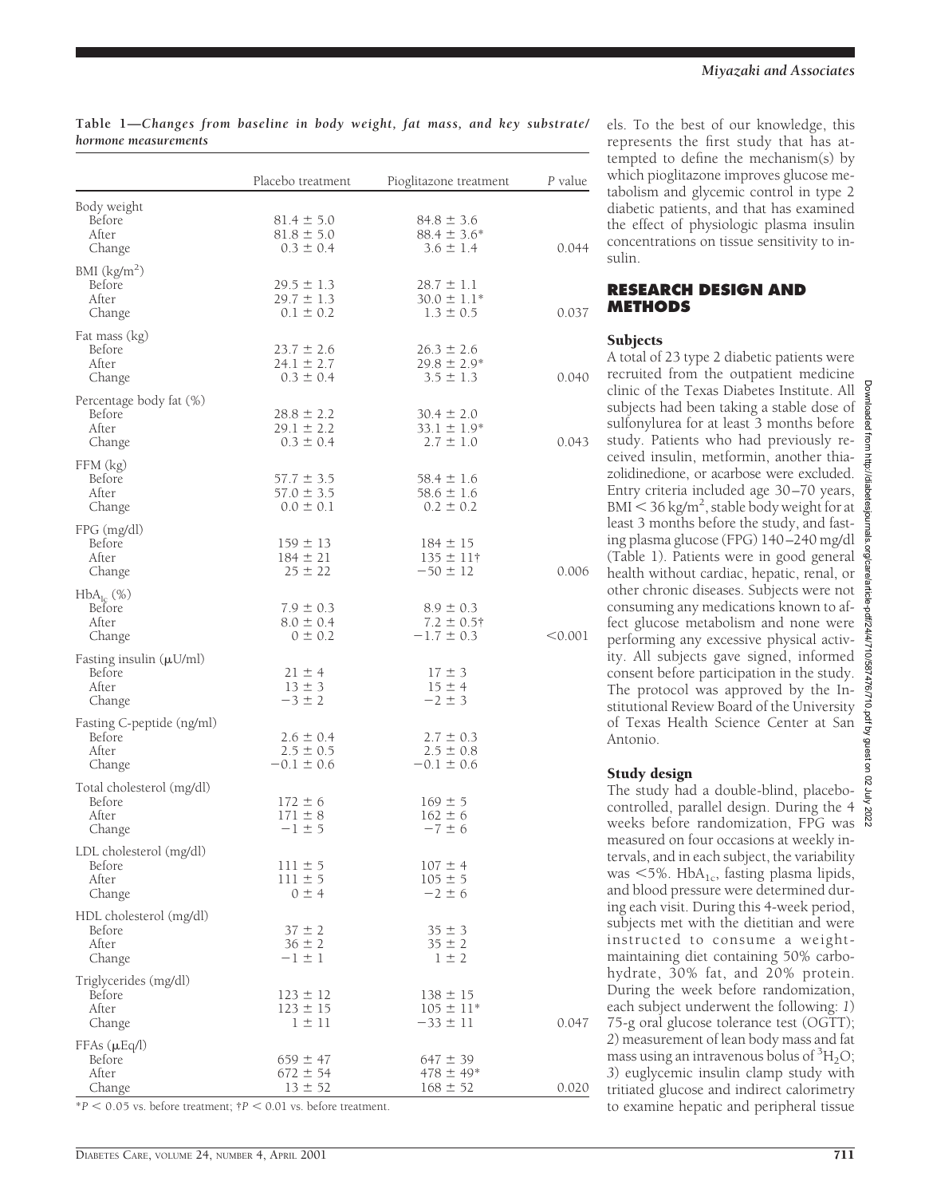**Table 1—Changes from baseline in body weight, fat mass, and key substrate/hormone measurements**

| | Placebo treatment | Pioglitazone treatment | *P* value |
|---|---|---|---|
| Body weight | | | |
| Before | 81.4 ± 5.0 | 84.8 ± 3.6 | |
| After | 81.8 ± 5.0 | 88.4 ± 3.6* | |
| Change | 0.3 ± 0.4 | 3.6 ± 1.4 | 0.044 |
| BMI ($kg/m^2$) | | | |
| Before | 29.5 ± 1.3 | 28.7 ± 1.1 | |
| After | 29.7 ± 1.3 | 30.0 ± 1.1* | |
| Change | 0.1 ± 0.2 | 1.3 ± 0.5 | 0.037 |
| Fat mass (kg) | | | |
| Before | 23.7 ± 2.6 | 26.3 ± 2.6 | |
| After | 24.1 ± 2.7 | 29.8 ± 2.9* | |
| Change | 0.3 ± 0.4 | 3.5 ± 1.3 | 0.040 |
| Percentage body fat (%) | | | |
| Before | 28.8 ± 2.2 | 30.4 ± 2.0 | |
| After | 29.1 ± 2.2 | 33.1 ± 1.9* | |
| Change | 0.3 ± 0.4 | 2.7 ± 1.0 | 0.043 |
| FFM (kg) | | | |
| Before | 57.7 ± 3.5 | 58.4 ± 1.6 | |
| After | 57.0 ± 3.5 | 58.6 ± 1.6 | |
| Change | 0.0 ± 0.1 | 0.2 ± 0.2 | |
| FPG (mg/dl) | | | |
| Before | 159 ± 13 | 184 ± 15 | |
| After | 184 ± 21 | 135 ± 11† | |
| Change | 25 ± 22 | −50 ± 12 | 0.006 |
| $HbA_{1c}$ (%) | | | |
| Before | 7.9 ± 0.3 | 8.9 ± 0.3 | |
| After | 8.0 ± 0.4 | 7.2 ± 0.5† | |
| Change | 0 ± 0.2 | −1.7 ± 0.3 | <0.001 |
| Fasting insulin ($\mu$U/ml) | | | |
| Before | 21 ± 4 | 17 ± 3 | |
| After | 13 ± 3 | 15 ± 4 | |
| Change | −3 ± 2 | −2 ± 3 | |
| Fasting C-peptide (ng/ml) | | | |
| Before | 2.6 ± 0.4 | 2.7 ± 0.3 | |
| After | 2.5 ± 0.5 | 2.5 ± 0.8 | |
| Change | −0.1 ± 0.6 | −0.1 ± 0.6 | |
| Total cholesterol (mg/dl) | | | |
| Before | 172 ± 6 | 169 ± 5 | |
| After | 171 ± 8 | 162 ± 6 | |
| Change | −1 ± 5 | −7 ± 6 | |
| LDL cholesterol (mg/dl) | | | |
| Before | 111 ± 5 | 107 ± 4 | |
| After | 111 ± 5 | 105 ± 5 | |
| Change | 0 ± 4 | −2 ± 6 | |
| HDL cholesterol (mg/dl) | | | |
| Before | 37 ± 2 | 35 ± 3 | |
| After | 36 ± 2 | 35 ± 2 | |
| Change | −1 ± 1 | 1 ± 2 | |
| Triglycerides (mg/dl) | | | |
| Before | 123 ± 12 | 138 ± 15 | |
| After | 123 ± 15 | 105 ± 11* | |
| Change | 1 ± 11 | −33 ± 11 | 0.047 |
| FFAs ($\mu$Eq/l) | | | |
| Before | 659 ± 47 | 647 ± 39 | |
| After | 672 ± 54 | 478 ± 49* | |
| Change | 13 ± 52 | 168 ± 52 | 0.020 |

*$P < 0.05$ vs. before treatment; †$P < 0.01$ vs. before treatment.

els. To the best of our knowledge, this represents the first study that has attempted to define the mechanism(s) by which pioglitazone improves glucose metabolism and glycemic control in type 2 diabetic patients, and that has examined the effect of physiologic plasma insulin concentrations on tissue sensitivity to insulin.

## RESEARCH DESIGN AND METHODS

### Subjects

A total of 23 type 2 diabetic patients were recruited from the outpatient medicine clinic of the Texas Diabetes Institute. All subjects had been taking a stable dose of sulfonylurea for at least 3 months before study. Patients who had previously received insulin, metformin, another thiazolidinedione, or acarbose were excluded. Entry criteria included age 30–70 years, BMI < 36 $kg/m^2$, stable body weight for at least 3 months before the study, and fasting plasma glucose (FPG) 140–240 mg/dl (Table 1). Patients were in good general health without cardiac, hepatic, renal, or other chronic diseases. Subjects were not consuming any medications known to affect glucose metabolism and none were performing any excessive physical activity. All subjects gave signed, informed consent before participation in the study. The protocol was approved by the Institutional Review Board of the University of Texas Health Science Center at San Antonio.

### Study design

The study had a double-blind, placebo-controlled, parallel design. During the 4 weeks before randomization, FPG was measured on four occasions at weekly intervals, and in each subject, the variability was <5%. $HbA_{1c}$, fasting plasma lipids, and blood pressure were determined during each visit. During this 4-week period, subjects met with the dietitian and were instructed to consume a weight-maintaining diet containing 50% carbohydrate, 30% fat, and 20% protein. During the week before randomization, each subject underwent the following: *1*) 75-g oral glucose tolerance test (OGTT); *2*) measurement of lean body mass and fat mass using an intravenous bolus of $^3H_2O$; *3*) euglycemic insulin clamp study with tritiated glucose and indirect calorimetry to examine hepatic and peripheral tissue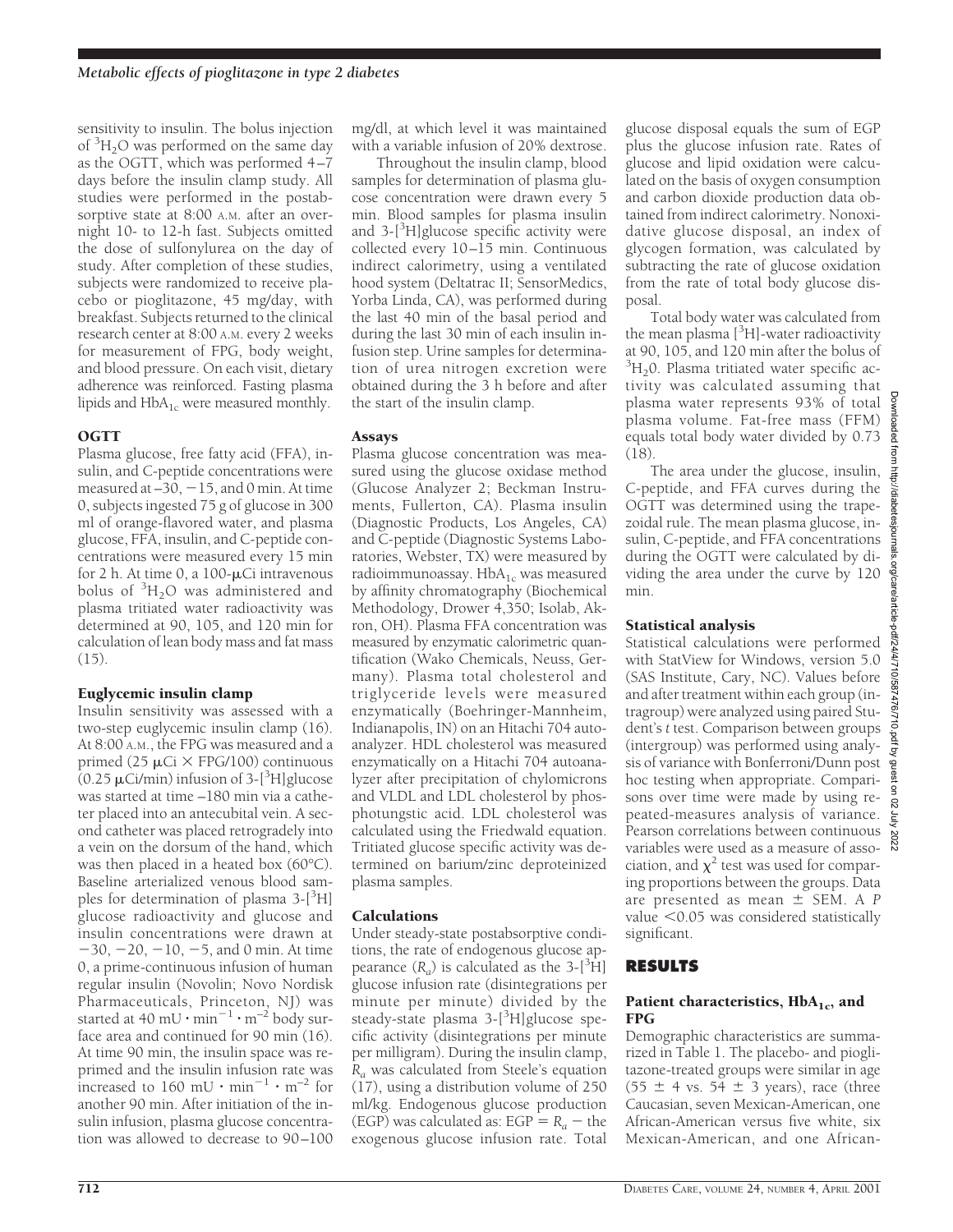sensitivity to insulin. The bolus injection of $^3H_2O$ was performed on the same day as the OGTT, which was performed 4–7 days before the insulin clamp study. All studies were performed in the postabsorptive state at 8:00 A.M. after an overnight 10- to 12-h fast. Subjects omitted the dose of sulfonylurea on the day of study. After completion of these studies, subjects were randomized to receive placebo or pioglitazone, 45 mg/day, with breakfast. Subjects returned to the clinical research center at 8:00 A.M. every 2 weeks for measurement of FPG, body weight, and blood pressure. On each visit, dietary adherence was reinforced. Fasting plasma lipids and $HbA_{1c}$ were measured monthly.

### OGTT

Plasma glucose, free fatty acid (FFA), insulin, and C-peptide concentrations were measured at –30, −15, and 0 min. At time 0, subjects ingested 75 g of glucose in 300 ml of orange-flavored water, and plasma glucose, FFA, insulin, and C-peptide concentrations were measured every 15 min for 2 h. At time 0, a 100-μCi intravenous bolus of $^3H_2O$ was administered and plasma tritiated water radioactivity was determined at 90, 105, and 120 min for calculation of lean body mass and fat mass (15).

### Euglycemic insulin clamp

Insulin sensitivity was assessed with a two-step euglycemic insulin clamp (16). At 8:00 A.M., the FPG was measured and a primed (25 μCi × FPG/100) continuous (0.25 μCi/min) infusion of 3-[$^3$H]glucose was started at time –180 min via a catheter placed into an antecubital vein. A second catheter was placed retrogradely into a vein on the dorsum of the hand, which was then placed in a heated box (60°C). Baseline arterialized venous blood samples for determination of plasma 3-[$^3$H] glucose radioactivity and glucose and insulin concentrations were drawn at −30, −20, −10, −5, and 0 min. At time 0, a prime-continuous infusion of human regular insulin (Novolin; Novo Nordisk Pharmaceuticals, Princeton, NJ) was started at 40 mU · $min^{-1}$ · $m^{-2}$ body surface area and continued for 90 min (16). At time 90 min, the insulin space was reprimed and the insulin infusion rate was increased to 160 mU · $min^{-1}$ · $m^{-2}$ for another 90 min. After initiation of the insulin infusion, plasma glucose concentration was allowed to decrease to 90–100 mg/dl, at which level it was maintained with a variable infusion of 20% dextrose.

Throughout the insulin clamp, blood samples for determination of plasma glucose concentration were drawn every 5 min. Blood samples for plasma insulin and 3-[$^3$H]glucose specific activity were collected every 10–15 min. Continuous indirect calorimetry, using a ventilated hood system (Deltatrac II; SensorMedics, Yorba Linda, CA), was performed during the last 40 min of the basal period and during the last 30 min of each insulin infusion step. Urine samples for determination of urea nitrogen excretion were obtained during the 3 h before and after the start of the insulin clamp.

### Assays

Plasma glucose concentration was measured using the glucose oxidase method (Glucose Analyzer 2; Beckman Instruments, Fullerton, CA). Plasma insulin (Diagnostic Products, Los Angeles, CA) and C-peptide (Diagnostic Systems Laboratories, Webster, TX) were measured by radioimmunoassay. $HbA_{1c}$ was measured by affinity chromatography (Biochemical Methodology, Drower 4,350; Isolab, Akron, OH). Plasma FFA concentration was measured by enzymatic calorimetric quantification (Wako Chemicals, Neuss, Germany). Plasma total cholesterol and triglyceride levels were measured enzymatically (Boehringer-Mannheim, Indianapolis, IN) on an Hitachi 704 autoanalyzer. HDL cholesterol was measured enzymatically on a Hitachi 704 autoanalyzer after precipitation of chylomicrons and VLDL and LDL cholesterol by phosphotungstic acid. LDL cholesterol was calculated using the Friedwald equation. Tritiated glucose specific activity was determined on barium/zinc deproteinized plasma samples.

### Calculations

Under steady-state postabsorptive conditions, the rate of endogenous glucose appearance ($R_a$) is calculated as the 3-[$^3$H] glucose infusion rate (disintegrations per minute per minute) divided by the steady-state plasma 3-[$^3$H]glucose specific activity (disintegrations per minute per milligram). During the insulin clamp, $R_a$ was calculated from Steele's equation (17), using a distribution volume of 250 ml/kg. Endogenous glucose production (EGP) was calculated as: EGP = $R_a$ − the exogenous glucose infusion rate. Total glucose disposal equals the sum of EGP plus the glucose infusion rate. Rates of glucose and lipid oxidation were calculated on the basis of oxygen consumption and carbon dioxide production data obtained from indirect calorimetry. Nonoxidative glucose disposal, an index of glycogen formation, was calculated by subtracting the rate of glucose oxidation from the rate of total body glucose disposal.

Total body water was calculated from the mean plasma [$^3$H]-water radioactivity at 90, 105, and 120 min after the bolus of $^3H_2O$. Plasma tritiated water specific activity was calculated assuming that plasma water represents 93% of total plasma volume. Fat-free mass (FFM) equals total body water divided by 0.73 (18).

The area under the glucose, insulin, C-peptide, and FFA curves during the OGTT was determined using the trapezoidal rule. The mean plasma glucose, insulin, C-peptide, and FFA concentrations during the OGTT were calculated by dividing the area under the curve by 120 min.

### Statistical analysis

Statistical calculations were performed with StatView for Windows, version 5.0 (SAS Institute, Cary, NC). Values before and after treatment within each group (intragroup) were analyzed using paired Student's *t* test. Comparison between groups (intergroup) was performed using analysis of variance with Bonferroni/Dunn post hoc testing when appropriate. Comparisons over time were made by using repeated-measures analysis of variance. Pearson correlations between continuous variables were used as a measure of association, and $\chi^2$ test was used for comparing proportions between the groups. Data are presented as mean ± SEM. A *P* value <0.05 was considered statistically significant.

## RESULTS

### Patient characteristics, $HbA_{1c}$, and FPG

Demographic characteristics are summarized in Table 1. The placebo- and pioglitazone-treated groups were similar in age (55 ± 4 vs. 54 ± 3 years), race (three Caucasian, seven Mexican-American, one African-American versus five white, six Mexican-American, and one African-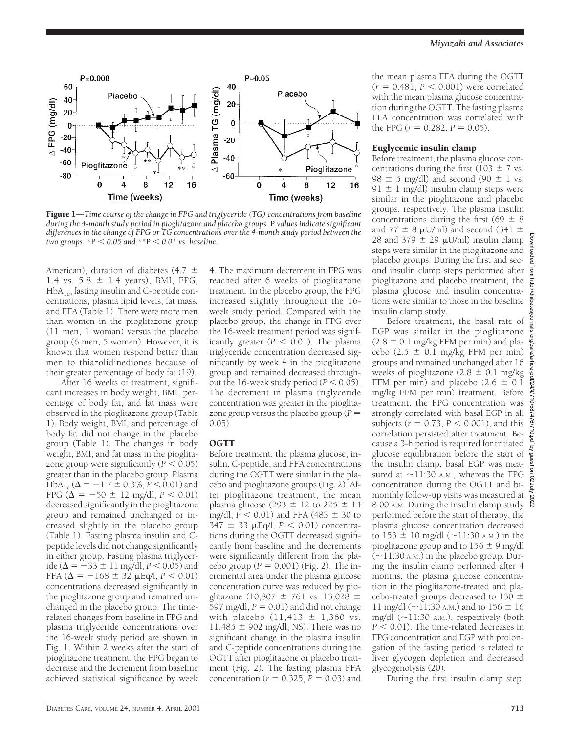**Figure 1**—*Time course of the change in FPG and triglyceride (TG) concentrations from baseline during the 4-month study period in pioglitazone and placebo groups.* P *values indicate significant differences in the change of FPG or TG concentrations over the 4-month study period between the two groups.* *P < 0.05 *and* **P < 0.01 *vs. baseline.*

American), duration of diabetes (4.7 ± 1.4 vs. 5.8 ± 1.4 years), BMI, FPG, $HbA_{1c}$, fasting insulin and C-peptide concentrations, plasma lipid levels, fat mass, and FFA (Table 1). There were more men than women in the pioglitazone group (11 men, 1 woman) versus the placebo group (6 men, 5 women). However, it is known that women respond better than men to thiazolidinediones because of their greater percentage of body fat (19).

After 16 weeks of treatment, significant increases in body weight, BMI, percentage of body fat, and fat mass were observed in the pioglitazone group (Table 1). Body weight, BMI, and percentage of body fat did not change in the placebo group (Table 1). The changes in body weight, BMI, and fat mass in the pioglitazone group were significantly ($P < 0.05$) greater than in the placebo group. Plasma $HbA_{1c}$ ($\Delta = -1.7 \pm 0.3\%$, $P < 0.01$) and FPG ($\Delta = -50 \pm 12$ mg/dl, $P < 0.01$) decreased significantly in the pioglitazone group and remained unchanged or increased slightly in the placebo group (Table 1). Fasting plasma insulin and C-peptide levels did not change significantly in either group. Fasting plasma triglyceride ($\Delta = -33 \pm 11$ mg/dl, $P < 0.05$) and FFA ($\Delta = -168 \pm 32$ μEq/l, $P < 0.01$) concentrations decreased significantly in the pioglitazone group and remained unchanged in the placebo group. The time-related changes from baseline in FPG and plasma triglyceride concentrations over the 16-week study period are shown in Fig. 1. Within 2 weeks after the start of pioglitazone treatment, the FPG began to decrease and the decrement from baseline achieved statistical significance by week 4. The maximum decrement in FPG was reached after 6 weeks of pioglitazone treatment. In the placebo group, the FPG increased slightly throughout the 16-week study period. Compared with the placebo group, the change in FPG over the 16-week treatment period was significantly greater ($P < 0.01$). The plasma triglyceride concentration decreased significantly by week 4 in the pioglitazone group and remained decreased throughout the 16-week study period ($P < 0.05$). The decrement in plasma triglyceride concentration was greater in the pioglitazone group versus the placebo group ($P = 0.05$).

## OGTT

Before treatment, the plasma glucose, insulin, C-peptide, and FFA concentrations during the OGTT were similar in the placebo and pioglitazone groups (Fig. 2). After pioglitazone treatment, the mean plasma glucose (293 ± 12 to 225 ± 14 mg/dl, $P < 0.01$) and FFA (483 ± 30 to 347 ± 33 μEq/l, $P < 0.01$) concentrations during the OGTT decreased significantly from baseline and the decrements were significantly different from the placebo group ($P = 0.001$) (Fig. 2). The incremental area under the plasma glucose concentration curve was reduced by pioglitazone (10,807 ± 761 vs. 13,028 ± 597 mg/dl, $P = 0.01$) and did not change with placebo (11,413 ± 1,360 vs. 11,485 ± 902 mg/dl, NS). There was no significant change in the plasma insulin and C-peptide concentrations during the OGTT after pioglitazone or placebo treatment (Fig. 2). The fasting plasma FFA concentration ($r = 0.325$, $P = 0.03$) and the mean plasma FFA during the OGTT ($r = 0.481$, $P < 0.001$) were correlated with the mean plasma glucose concentration during the OGTT. The fasting plasma FFA concentration was correlated with the FPG ($r = 0.282$, $P = 0.05$).

## Euglycemic insulin clamp

Before treatment, the plasma glucose concentrations during the first (103 ± 7 vs. 98 ± 5 mg/dl) and second (90 ± 1 vs. 91 ± 1 mg/dl) insulin clamp steps were similar in the pioglitazone and placebo groups, respectively. The plasma insulin concentrations during the first (69 ± 8 and 77 ± 8 μU/ml) and second (341 ± 28 and 379 ± 29 μU/ml) insulin clamp steps were similar in the pioglitazone and placebo groups. During the first and second insulin clamp steps performed after pioglitazone and placebo treatment, the plasma glucose and insulin concentrations were similar to those in the baseline insulin clamp study.

Before treatment, the basal rate of EGP was similar in the pioglitazone (2.8 ± 0.1 mg/kg FFM per min) and placebo (2.5 ± 0.1 mg/kg FFM per min) groups and remained unchanged after 16 weeks of pioglitazone (2.8 ± 0.1 mg/kg FFM per min) and placebo (2.6 ± 0.1 mg/kg FFM per min) treatment. Before treatment, the FPG concentration was strongly correlated with basal EGP in all subjects ($r = 0.73$, $P < 0.001$), and this correlation persisted after treatment. Because a 3-h period is required for tritiated glucose equilibration before the start of the insulin clamp, basal EGP was measured at ~11:30 A.M., whereas the FPG concentration during the OGTT and bimonthly follow-up visits was measured at 8:00 A.M. During the insulin clamp study performed before the start of therapy, the plasma glucose concentration decreased to 153 ± 10 mg/dl (~11:30 A.M.) in the pioglitazone group and to 156 ± 9 mg/dl (~11:30 A.M.) in the placebo group. During the insulin clamp performed after 4 months, the plasma glucose concentration in the pioglitazone-treated and placebo-treated groups decreased to 130 ± 11 mg/dl (~11:30 A.M.) and to 156 ± 16 mg/dl (~11:30 A.M.), respectively (both $P < 0.01$). The time-related decreases in FPG concentration and EGP with prolongation of the fasting period is related to liver glycogen depletion and decreased glycogenolysis (20).

During the first insulin clamp step,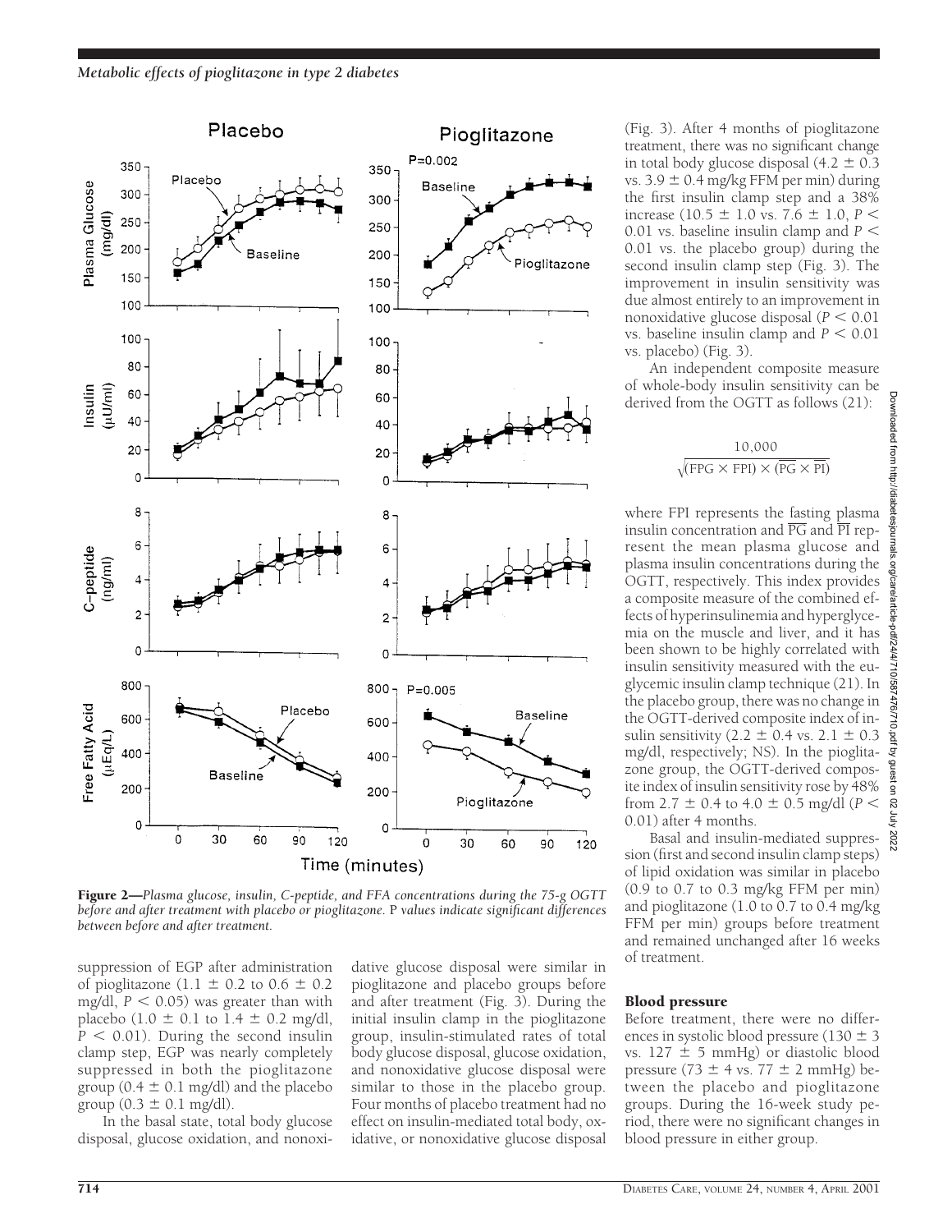Figure 2—*Plasma glucose, insulin, C-peptide, and FFA concentrations during the 75-g OGTT before and after treatment with placebo or pioglitazone.* P *values indicate significant differences between before and after treatment.*

suppression of EGP after administration of pioglitazone (1.1 ± 0.2 to 0.6 ± 0.2 mg/dl, $P < 0.05$) was greater than with placebo (1.0 ± 0.1 to 1.4 ± 0.2 mg/dl, $P < 0.01$). During the second insulin clamp step, EGP was nearly completely suppressed in both the pioglitazone group (0.4 ± 0.1 mg/dl) and the placebo group (0.3 ± 0.1 mg/dl).

In the basal state, total body glucose disposal, glucose oxidation, and nonoxidative glucose disposal were similar in pioglitazone and placebo groups before and after treatment (Fig. 3). During the initial insulin clamp in the pioglitazone group, insulin-stimulated rates of total body glucose disposal, glucose oxidation, and nonoxidative glucose disposal were similar to those in the placebo group. Four months of placebo treatment had no effect on insulin-mediated total body, oxidative, or nonoxidative glucose disposal (Fig. 3). After 4 months of pioglitazone treatment, there was no significant change in total body glucose disposal (4.2 ± 0.3 vs. 3.9 ± 0.4 mg/kg FFM per min) during the first insulin clamp step and a 38% increase (10.5 ± 1.0 vs. 7.6 ± 1.0, $P < 0.01$ vs. baseline insulin clamp and $P < 0.01$ vs. the placebo group) during the second insulin clamp step (Fig. 3). The improvement in insulin sensitivity was due almost entirely to an improvement in nonoxidative glucose disposal ($P < 0.01$ vs. baseline insulin clamp and $P < 0.01$ vs. placebo) (Fig. 3).

An independent composite measure of whole-body insulin sensitivity can be derived from the OGTT as follows (21):

$$\frac{10{,}000}{\sqrt{(\mathrm{FPG} \times \mathrm{FPI}) \times (\overline{\mathrm{PG}} \times \overline{\mathrm{PI}})}}$$

where FPI represents the fasting plasma insulin concentration and $\overline{\mathrm{PG}}$ and $\overline{\mathrm{PI}}$ represent the mean plasma glucose and plasma insulin concentrations during the OGTT, respectively. This index provides a composite measure of the combined effects of hyperinsulinemia and hyperglycemia on the muscle and liver, and it has been shown to be highly correlated with insulin sensitivity measured with the euglycemic insulin clamp technique (21). In the placebo group, there was no change in the OGTT-derived composite index of insulin sensitivity (2.2 ± 0.4 vs. 2.1 ± 0.3 mg/dl, respectively; NS). In the pioglitazone group, the OGTT-derived composite index of insulin sensitivity rose by 48% from 2.7 ± 0.4 to 4.0 ± 0.5 mg/dl ($P < 0.01$) after 4 months.

Basal and insulin-mediated suppression (first and second insulin clamp steps) of lipid oxidation was similar in placebo (0.9 to 0.7 to 0.3 mg/kg FFM per min) and pioglitazone (1.0 to 0.7 to 0.4 mg/kg FFM per min) groups before treatment and remained unchanged after 16 weeks of treatment.

### Blood pressure

Before treatment, there were no differences in systolic blood pressure (130 ± 3 vs. 127 ± 5 mmHg) or diastolic blood pressure (73 ± 4 vs. 77 ± 2 mmHg) between the placebo and pioglitazone groups. During the 16-week study period, there were no significant changes in blood pressure in either group.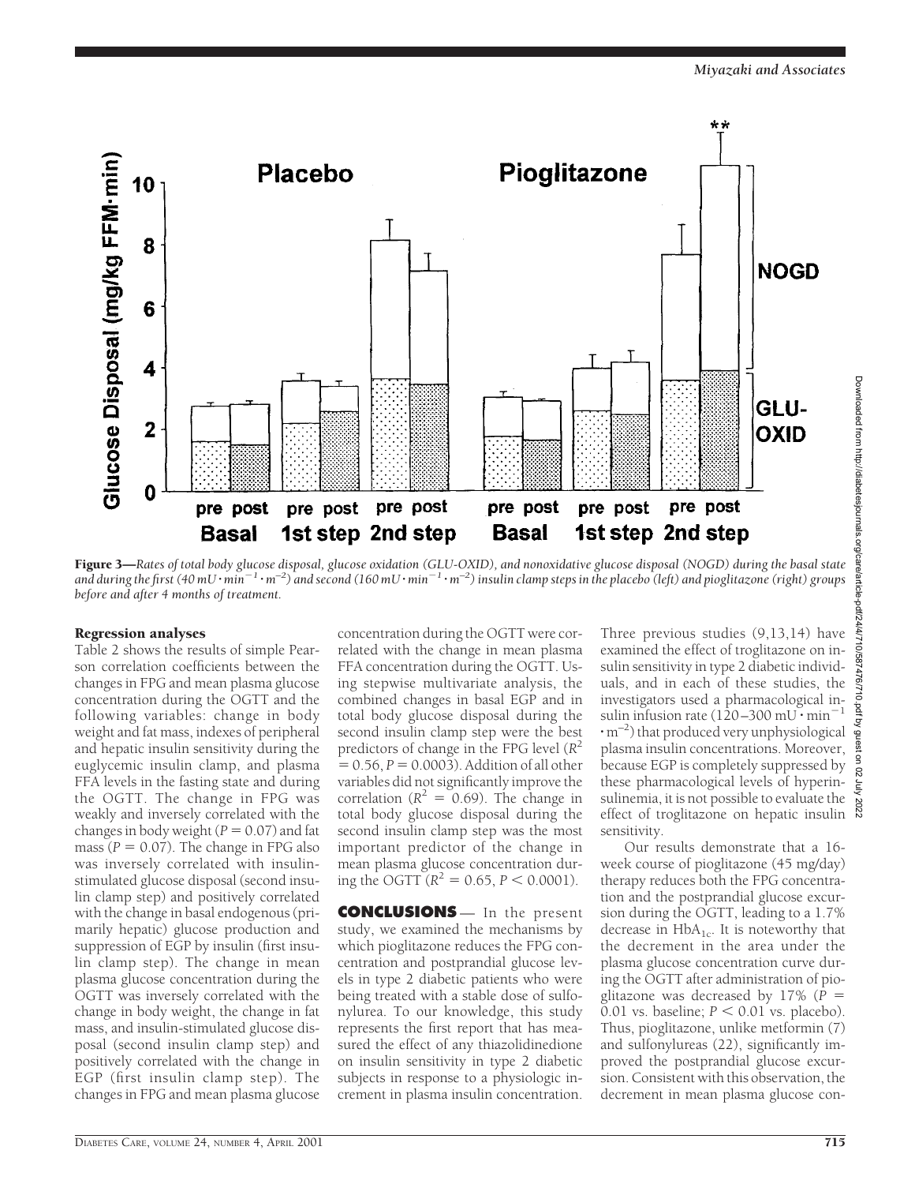**Figure 3**—*Rates of total body glucose disposal, glucose oxidation (GLU-OXID), and nonoxidative glucose disposal (NOGD) during the basal state and during the first (40 mU · min$^{-1}$ · m$^{-2}$) and second (160 mU · min$^{-1}$ · m$^{-2}$) insulin clamp steps in the placebo (left) and pioglitazone (right) groups before and after 4 months of treatment.*

### Regression analyses

Table 2 shows the results of simple Pearson correlation coefficients between the changes in FPG and mean plasma glucose concentration during the OGTT and the following variables: change in body weight and fat mass, indexes of peripheral and hepatic insulin sensitivity during the euglycemic insulin clamp, and plasma FFA levels in the fasting state and during the OGTT. The change in FPG was weakly and inversely correlated with the changes in body weight ($P = 0.07$) and fat mass ($P = 0.07$). The change in FPG also was inversely correlated with insulin-stimulated glucose disposal (second insulin clamp step) and positively correlated with the change in basal endogenous (primarily hepatic) glucose production and suppression of EGP by insulin (first insulin clamp step). The change in mean plasma glucose concentration during the OGTT was inversely correlated with the change in body weight, the change in fat mass, and insulin-stimulated glucose disposal (second insulin clamp step) and positively correlated with the change in EGP (first insulin clamp step). The changes in FPG and mean plasma glucose concentration during the OGTT were correlated with the change in mean plasma FFA concentration during the OGTT. Using stepwise multivariate analysis, the combined changes in basal EGP and in total body glucose disposal during the second insulin clamp step were the best predictors of change in the FPG level ($R^2 = 0.56$, $P = 0.0003$). Addition of all other variables did not significantly improve the correlation ($R^2 = 0.69$). The change in total body glucose disposal during the second insulin clamp step was the most important predictor of the change in mean plasma glucose concentration during the OGTT ($R^2 = 0.65$, $P < 0.0001$).

## CONCLUSIONS

In the present study, we examined the mechanisms by which pioglitazone reduces the FPG concentration and postprandial glucose levels in type 2 diabetic patients who were being treated with a stable dose of sulfonylurea. To our knowledge, this study represents the first report that has measured the effect of any thiazolidinedione on insulin sensitivity in type 2 diabetic subjects in response to a physiologic increment in plasma insulin concentration. Three previous studies (9,13,14) have examined the effect of troglitazone on insulin sensitivity in type 2 diabetic individuals, and in each of these studies, the investigators used a pharmacological insulin infusion rate (120–300 mU · min$^{-1}$ · m$^{-2}$) that produced very unphysiological plasma insulin concentrations. Moreover, because EGP is completely suppressed by these pharmacological levels of hyperinsulinemia, it is not possible to evaluate the effect of troglitazone on hepatic insulin sensitivity.

Our results demonstrate that a 16-week course of pioglitazone (45 mg/day) therapy reduces both the FPG concentration and the postprandial glucose excursion during the OGTT, leading to a 1.7% decrease in $HbA_{1c}$. It is noteworthy that the decrement in the area under the plasma glucose concentration curve during the OGTT after administration of pioglitazone was decreased by 17% ($P = 0.01$ vs. baseline; $P < 0.01$ vs. placebo). Thus, pioglitazone, unlike metformin (7) and sulfonylureas (22), significantly improved the postprandial glucose excursion. Consistent with this observation, the decrement in mean plasma glucose con-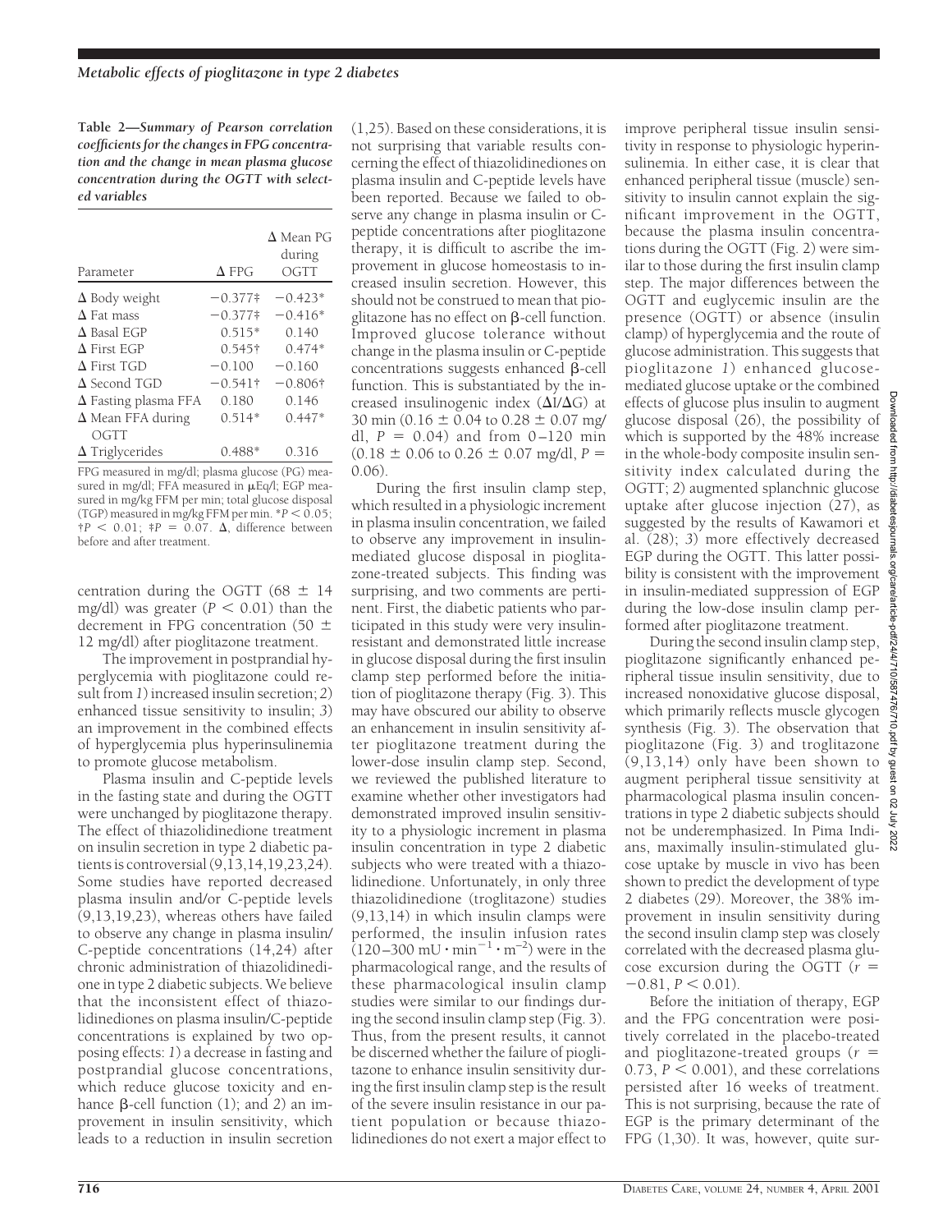**Table 2—Summary of Pearson correlation coefficients for the changes in FPG concentration and the change in mean plasma glucose concentration during the OGTT with selected variables**

| Parameter | Δ FPG | Δ Mean PG during OGTT |
|---|---|---|
| Δ Body weight | −0.377‡ | −0.423* |
| Δ Fat mass | −0.377‡ | −0.416* |
| Δ Basal EGP | 0.515* | 0.140 |
| Δ First EGP | 0.545† | 0.474* |
| Δ First TGD | −0.100 | −0.160 |
| Δ Second TGD | −0.541† | −0.806† |
| Δ Fasting plasma FFA | 0.180 | 0.146 |
| Δ Mean FFA during OGTT | 0.514* | 0.447* |
| Δ Triglycerides | 0.488* | 0.316 |

FPG measured in mg/dl; plasma glucose (PG) measured in mg/dl; FFA measured in μEq/l; EGP measured in mg/kg FFM per min; total glucose disposal (TGP) measured in mg/kg FFM per min. *$P < 0.05$; †$P < 0.01$; ‡$P = 0.07$. Δ, difference between before and after treatment.

centration during the OGTT (68 ± 14 mg/dl) was greater ($P < 0.01$) than the decrement in FPG concentration (50 ± 12 mg/dl) after pioglitazone treatment.

The improvement in postprandial hyperglycemia with pioglitazone could result from *1*) increased insulin secretion; *2*) enhanced tissue sensitivity to insulin; *3*) an improvement in the combined effects of hyperglycemia plus hyperinsulinemia to promote glucose metabolism.

Plasma insulin and C-peptide levels in the fasting state and during the OGTT were unchanged by pioglitazone therapy. The effect of thiazolidinedione treatment on insulin secretion in type 2 diabetic patients is controversial (9,13,14,19,23,24). Some studies have reported decreased plasma insulin and/or C-peptide levels (9,13,19,23), whereas others have failed to observe any change in plasma insulin/C-peptide concentrations (14,24) after chronic administration of thiazolidinedione in type 2 diabetic subjects. We believe that the inconsistent effect of thiazolidinediones on plasma insulin/C-peptide concentrations is explained by two opposing effects: *1*) a decrease in fasting and postprandial glucose concentrations, which reduce glucose toxicity and enhance β-cell function (1); and *2*) an improvement in insulin sensitivity, which leads to a reduction in insulin secretion (1,25). Based on these considerations, it is not surprising that variable results concerning the effect of thiazolidinediones on plasma insulin and C-peptide levels have been reported. Because we failed to observe any change in plasma insulin or C-peptide concentrations after pioglitazone therapy, it is difficult to ascribe the improvement in glucose homeostasis to increased insulin secretion. However, this should not be construed to mean that pioglitazone has no effect on β-cell function. Improved glucose tolerance without change in the plasma insulin or C-peptide concentrations suggests enhanced β-cell function. This is substantiated by the increased insulinogenic index ($\Delta I/\Delta G$) at 30 min (0.16 ± 0.04 to 0.28 ± 0.07 mg/dl, $P = 0.04$) and from 0–120 min (0.18 ± 0.06 to 0.26 ± 0.07 mg/dl, $P = 0.06$).

During the first insulin clamp step, which resulted in a physiologic increment in plasma insulin concentration, we failed to observe any improvement in insulin-mediated glucose disposal in pioglitazone-treated subjects. This finding was surprising, and two comments are pertinent. First, the diabetic patients who participated in this study were very insulin-resistant and demonstrated little increase in glucose disposal during the first insulin clamp step performed before the initiation of pioglitazone therapy (Fig. 3). This may have obscured our ability to observe an enhancement in insulin sensitivity after pioglitazone treatment during the lower-dose insulin clamp step. Second, we reviewed the published literature to examine whether other investigators had demonstrated improved insulin sensitivity to a physiologic increment in plasma insulin concentration in type 2 diabetic subjects who were treated with a thiazolidinedione. Unfortunately, in only three thiazolidinedione (troglitazone) studies (9,13,14) in which insulin clamps were performed, the insulin infusion rates (120–300 $\text{mU} \cdot \text{min}^{-1} \cdot \text{m}^{-2}$) were in the pharmacological range, and the results of these pharmacological insulin clamp studies were similar to our findings during the second insulin clamp step (Fig. 3). Thus, from the present results, it cannot be discerned whether the failure of pioglitazone to enhance insulin sensitivity during the first insulin clamp step is the result of the severe insulin resistance in our patient population or because thiazolidinediones do not exert a major effect to improve peripheral tissue insulin sensitivity in response to physiologic hyperinsulinemia. In either case, it is clear that enhanced peripheral tissue (muscle) sensitivity to insulin cannot explain the significant improvement in the OGTT, because the plasma insulin concentrations during the OGTT (Fig. 2) were similar to those during the first insulin clamp step. The major differences between the OGTT and euglycemic insulin are the presence (OGTT) or absence (insulin clamp) of hyperglycemia and the route of glucose administration. This suggests that pioglitazone *1*) enhanced glucose-mediated glucose uptake or the combined effects of glucose plus insulin to augment glucose disposal (26), the possibility of which is supported by the 48% increase in the whole-body composite insulin sensitivity index calculated during the OGTT; *2*) augmented splanchnic glucose uptake after glucose injection (27), as suggested by the results of Kawamori et al. (28); *3*) more effectively decreased EGP during the OGTT. This latter possibility is consistent with the improvement in insulin-mediated suppression of EGP during the low-dose insulin clamp performed after pioglitazone treatment.

During the second insulin clamp step, pioglitazone significantly enhanced peripheral tissue insulin sensitivity, due to increased nonoxidative glucose disposal, which primarily reflects muscle glycogen synthesis (Fig. 3). The observation that pioglitazone (Fig. 3) and troglitazone (9,13,14) only have been shown to augment peripheral tissue sensitivity at pharmacological plasma insulin concentrations in type 2 diabetic subjects should not be underemphasized. In Pima Indians, maximally insulin-stimulated glucose uptake by muscle in vivo has been shown to predict the development of type 2 diabetes (29). Moreover, the 38% improvement in insulin sensitivity during the second insulin clamp step was closely correlated with the decreased plasma glucose excursion during the OGTT ($r = -0.81$, $P < 0.01$).

Before the initiation of therapy, EGP and the FPG concentration were positively correlated in the placebo-treated and pioglitazone-treated groups ($r = 0.73$, $P < 0.001$), and these correlations persisted after 16 weeks of treatment. This is not surprising, because the rate of EGP is the primary determinant of the FPG (1,30). It was, however, quite sur-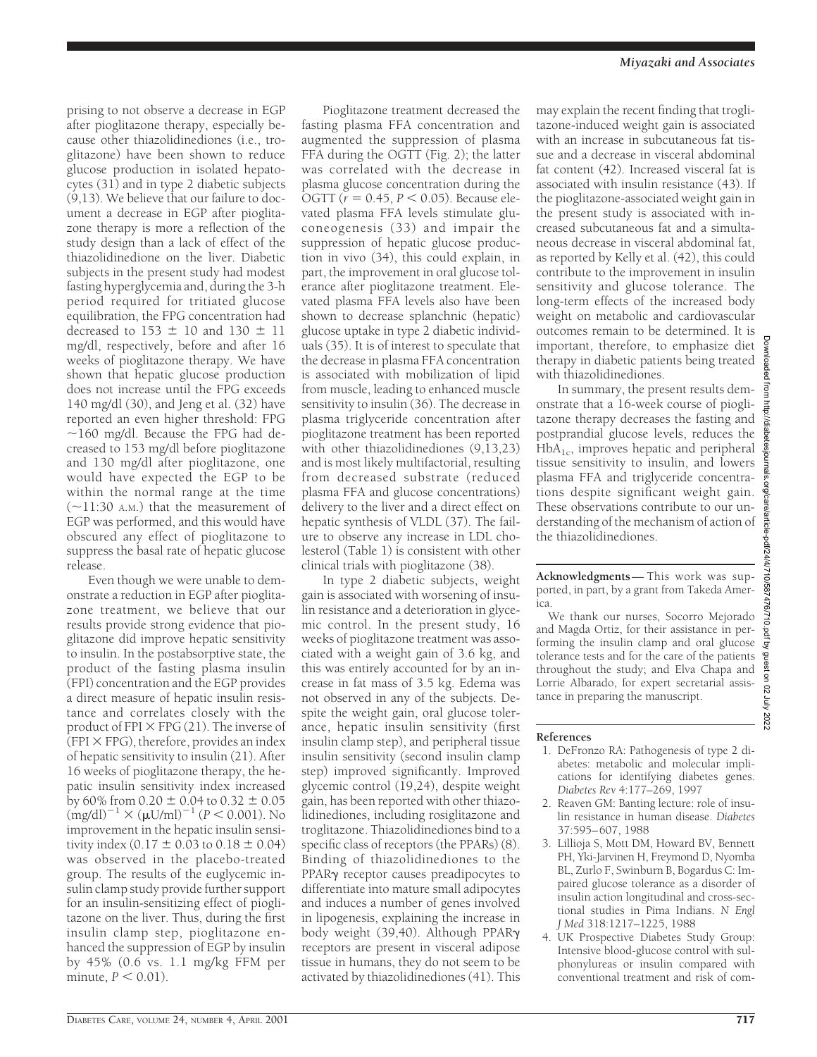prising to not observe a decrease in EGP after pioglitazone therapy, especially because other thiazolidinediones (i.e., troglitazone) have been shown to reduce glucose production in isolated hepatocytes (31) and in type 2 diabetic subjects (9,13). We believe that our failure to document a decrease in EGP after pioglitazone therapy is more a reflection of the study design than a lack of effect of the thiazolidinedione on the liver. Diabetic subjects in the present study had modest fasting hyperglycemia and, during the 3-h period required for tritiated glucose equilibration, the FPG concentration had decreased to 153 ± 10 and 130 ± 11 mg/dl, respectively, before and after 16 weeks of pioglitazone therapy. We have shown that hepatic glucose production does not increase until the FPG exceeds 140 mg/dl (30), and Jeng et al. (32) have reported an even higher threshold: FPG ~160 mg/dl. Because the FPG had decreased to 153 mg/dl before pioglitazone and 130 mg/dl after pioglitazone, one would have expected the EGP to be within the normal range at the time (~11:30 A.M.) that the measurement of EGP was performed, and this would have obscured any effect of pioglitazone to suppress the basal rate of hepatic glucose release.

Even though we were unable to demonstrate a reduction in EGP after pioglitazone treatment, we believe that our results provide strong evidence that pioglitazone did improve hepatic sensitivity to insulin. In the postabsorptive state, the product of the fasting plasma insulin (FPI) concentration and the EGP provides a direct measure of hepatic insulin resistance and correlates closely with the product of FPI × FPG (21). The inverse of (FPI × FPG), therefore, provides an index of hepatic sensitivity to insulin (21). After 16 weeks of pioglitazone therapy, the hepatic insulin sensitivity index increased by 60% from 0.20 ± 0.04 to 0.32 ± 0.05 $(\text{mg/dl})^{-1} \times (\mu\text{U/ml})^{-1}$ ($P < 0.001$). No improvement in the hepatic insulin sensitivity index (0.17 ± 0.03 to 0.18 ± 0.04) was observed in the placebo-treated group. The results of the euglycemic insulin clamp study provide further support for an insulin-sensitizing effect of pioglitazone on the liver. Thus, during the first insulin clamp step, pioglitazone enhanced the suppression of EGP by insulin by 45% (0.6 vs. 1.1 mg/kg FFM per minute, $P < 0.01$).

Pioglitazone treatment decreased the fasting plasma FFA concentration and augmented the suppression of plasma FFA during the OGTT (Fig. 2); the latter was correlated with the decrease in plasma glucose concentration during the OGTT ($r = 0.45$, $P < 0.05$). Because elevated plasma FFA levels stimulate gluconeogenesis (33) and impair the suppression of hepatic glucose production in vivo (34), this could explain, in part, the improvement in oral glucose tolerance after pioglitazone treatment. Elevated plasma FFA levels also have been shown to decrease splanchnic (hepatic) glucose uptake in type 2 diabetic individuals (35). It is of interest to speculate that the decrease in plasma FFA concentration is associated with mobilization of lipid from muscle, leading to enhanced muscle sensitivity to insulin (36). The decrease in plasma triglyceride concentration after pioglitazone treatment has been reported with other thiazolidinediones (9,13,23) and is most likely multifactorial, resulting from decreased substrate (reduced plasma FFA and glucose concentrations) delivery to the liver and a direct effect on hepatic synthesis of VLDL (37). The failure to observe any increase in LDL cholesterol (Table 1) is consistent with other clinical trials with pioglitazone (38).

In type 2 diabetic subjects, weight gain is associated with worsening of insulin resistance and a deterioration in glycemic control. In the present study, 16 weeks of pioglitazone treatment was associated with a weight gain of 3.6 kg, and this was entirely accounted for by an increase in fat mass of 3.5 kg. Edema was not observed in any of the subjects. Despite the weight gain, oral glucose tolerance, hepatic insulin sensitivity (first insulin clamp step), and peripheral tissue insulin sensitivity (second insulin clamp step) improved significantly. Improved glycemic control (19,24), despite weight gain, has been reported with other thiazolidinediones, including rosiglitazone and troglitazone. Thiazolidinediones bind to a specific class of receptors (the PPARs) (8). Binding of thiazolidinediones to the PPARγ receptor causes preadipocytes to differentiate into mature small adipocytes and induces a number of genes involved in lipogenesis, explaining the increase in body weight (39,40). Although PPARγ receptors are present in visceral adipose tissue in humans, they do not seem to be activated by thiazolidinediones (41). This may explain the recent finding that troglitazone-induced weight gain is associated with an increase in subcutaneous fat tissue and a decrease in visceral abdominal fat content (42). Increased visceral fat is associated with insulin resistance (43). If the pioglitazone-associated weight gain in the present study is associated with increased subcutaneous fat and a simultaneous decrease in visceral abdominal fat, as reported by Kelly et al. (42), this could contribute to the improvement in insulin sensitivity and glucose tolerance. The long-term effects of the increased body weight on metabolic and cardiovascular outcomes remain to be determined. It is important, therefore, to emphasize diet therapy in diabetic patients being treated with thiazolidinediones.

In summary, the present results demonstrate that a 16-week course of pioglitazone therapy decreases the fasting and postprandial glucose levels, reduces the $\text{HbA}_{1c}$, improves hepatic and peripheral tissue sensitivity to insulin, and lowers plasma FFA and triglyceride concentrations despite significant weight gain. These observations contribute to our understanding of the mechanism of action of the thiazolidinediones.

**Acknowledgments** — This work was supported, in part, by a grant from Takeda America.

We thank our nurses, Socorro Mejorado and Magda Ortiz, for their assistance in performing the insulin clamp and oral glucose tolerance tests and for the care of the patients throughout the study; and Elva Chapa and Lorrie Albarado, for expert secretarial assistance in preparing the manuscript.

## References

1. DeFronzo RA: Pathogenesis of type 2 diabetes: metabolic and molecular implications for identifying diabetes genes. *Diabetes Rev* 4:177–269, 1997
2. Reaven GM: Banting lecture: role of insulin resistance in human disease. *Diabetes* 37:595–607, 1988
3. Lillioja S, Mott DM, Howard BV, Bennett PH, Yki-Jarvinen H, Freymond D, Nyomba BL, Zurlo F, Swinburn B, Bogardus C: Impaired glucose tolerance as a disorder of insulin action longitudinal and cross-sectional studies in Pima Indians. *N Engl J Med* 318:1217–1225, 1988
4. UK Prospective Diabetes Study Group: Intensive blood-glucose control with sulphonylureas or insulin compared with conventional treatment and risk of com-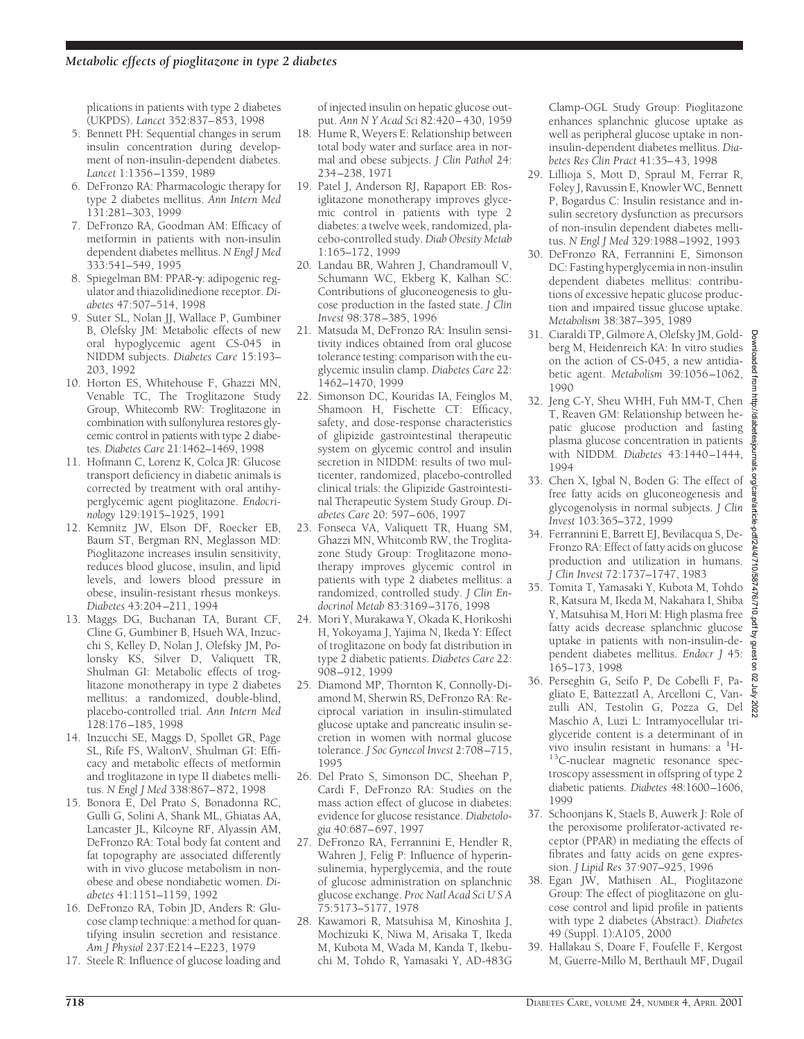plications in patients with type 2 diabetes (UKPDS). *Lancet* 352:837–853, 1998

5. Bennett PH: Sequential changes in serum insulin concentration during development of non-insulin-dependent diabetes. *Lancet* 1:1356–1359, 1989
6. DeFronzo RA: Pharmacologic therapy for type 2 diabetes mellitus. *Ann Intern Med* 131:281–303, 1999
7. DeFronzo RA, Goodman AM: Efficacy of metformin in patients with non-insulin dependent diabetes mellitus. *N Engl J Med* 333:541–549, 1995
8. Spiegelman BM: PPAR-γ: adipogenic regulator and thiazolidinedione receptor. *Diabetes* 47:507–514, 1998
9. Suter SL, Nolan JJ, Wallace P, Gumbiner B, Olefsky JM: Metabolic effects of new oral hypoglycemic agent CS-045 in NIDDM subjects. *Diabetes Care* 15:193–203, 1992
10. Horton ES, Whitehouse F, Ghazzi MN, Venable TC, The Troglitazone Study Group, Whitecomb RW: Troglitazone in combination with sulfonylurea restores glycemic control in patients with type 2 diabetes. *Diabetes Care* 21:1462–1469, 1998
11. Hofmann C, Lorenz K, Colca JR: Glucose transport deficiency in diabetic animals is corrected by treatment with oral antihyperglycemic agent pioglitazone. *Endocrinology* 129:1915–1925, 1991
12. Kemnitz JW, Elson DF, Roecker EB, Baum ST, Bergman RN, Meglasson MD: Pioglitazone increases insulin sensitivity, reduces blood glucose, insulin, and lipid levels, and lowers blood pressure in obese, insulin-resistant rhesus monkeys. *Diabetes* 43:204–211, 1994
13. Maggs DG, Buchanan TA, Burant CF, Cline G, Gumbiner B, Hsueh WA, Inzucchi S, Kelley D, Nolan J, Olefsky JM, Polonsky KS, Silver D, Valiquett TR, Shulman GI: Metabolic effects of troglitazone monotherapy in type 2 diabetes mellitus: a randomized, double-blind, placebo-controlled trial. *Ann Intern Med* 128:176–185, 1998
14. Inzucchi SE, Maggs D, Spollet GR, Page SL, Rife FS, WaltonV, Shulman GI: Efficacy and metabolic effects of metformin and troglitazone in type II diabetes mellitus. *N Engl J Med* 338:867–872, 1998
15. Bonora E, Del Prato S, Bonadonna RC, Gulli G, Solini A, Shank ML, Ghiatas AA, Lancaster JL, Kilcoyne RF, Alyassin AM, DeFronzo RA: Total body fat content and fat topography are associated differently with in vivo glucose metabolism in nonobese and obese nondiabetic women. *Diabetes* 41:1151–1159, 1992
16. DeFronzo RA, Tobin JD, Anders R: Glucose clamp technique: a method for quantifying insulin secretion and resistance. *Am J Physiol* 237:E214–E223, 1979
17. Steele R: Influence of glucose loading and of injected insulin on hepatic glucose output. *Ann N Y Acad Sci* 82:420–430, 1959
18. Hume R, Weyers E: Relationship between total body water and surface area in normal and obese subjects. *J Clin Pathol* 24: 234–238, 1971
19. Patel J, Anderson RJ, Rapaport EB: Rosiglitazone monotherapy improves glycemic control in patients with type 2 diabetes: a twelve week, randomized, placebo-controlled study. *Diab Obesity Metab* 1:165–172, 1999
20. Landau BR, Wahren J, Chandramoull V, Schumann WC, Ekberg K, Kalhan SC: Contributions of gluconeogenesis to glucose production in the fasted state. *J Clin Invest* 98:378–385, 1996
21. Matsuda M, DeFronzo RA: Insulin sensitivity indices obtained from oral glucose tolerance testing: comparison with the euglycemic insulin clamp. *Diabetes Care* 22: 1462–1470, 1999
22. Simonson DC, Kouridas IA, Feinglos M, Shamoon H, Fischette CT: Efficacy, safety, and dose-response characteristics of glipizide gastrointestinal therapeutic system on glycemic control and insulin secretion in NIDDM: results of two multicenter, randomized, placebo-controlled clinical trials: the Glipizide Gastrointestinal Therapeutic System Study Group. *Diabetes Care* 20: 597–606, 1997
23. Fonseca VA, Valiquett TR, Huang SM, Ghazzi MN, Whitcomb RW, the Troglitazone Study Group: Troglitazone monotherapy improves glycemic control in patients with type 2 diabetes mellitus: a randomized, controlled study. *J Clin Endocrinol Metab* 83:3169–3176, 1998
24. Mori Y, Murakawa Y, Okada K, Horikoshi H, Yokoyama J, Yajima N, Ikeda Y: Effect of troglitazone on body fat distribution in type 2 diabetic patients. *Diabetes Care* 22: 908–912, 1999
25. Diamond MP, Thornton K, Connolly-Diamond M, Sherwin RS, DeFronzo RA: Reciprocal variation in insulin-stimulated glucose uptake and pancreatic insulin secretion in women with normal glucose tolerance. *J Soc Gynecol Invest* 2:708–715, 1995
26. Del Prato S, Simonson DC, Sheehan P, Cardi F, DeFronzo RA: Studies on the mass action effect of glucose in diabetes: evidence for glucose resistance. *Diabetologia* 40:687–697, 1997
27. DeFronzo RA, Ferrannini E, Hendler R, Wahren J, Felig P: Influence of hyperinsulinemia, hyperglycemia, and the route of glucose administration on splanchnic glucose exchange. *Proc Natl Acad Sci U S A* 75:5173–5177, 1978
28. Kawamori R, Matsuhisa M, Kinoshita J, Mochizuki K, Niwa M, Arisaka T, Ikeda M, Kubota M, Wada M, Kanda T, Ikebuchi M, Tohdo R, Yamasaki Y, AD-483G Clamp-OGL Study Group: Pioglitazone enhances splanchnic glucose uptake as well as peripheral glucose uptake in noninsulin-dependent diabetes mellitus. *Diabetes Res Clin Pract* 41:35–43, 1998
29. Lillioja S, Mott D, Spraul M, Ferrar R, Foley J, Ravussin E, Knowler WC, Bennett P, Bogardus C: Insulin resistance and insulin secretory dysfunction as precursors of non-insulin dependent diabetes mellitus. *N Engl J Med* 329:1988–1992, 1993
30. DeFronzo RA, Ferrannini E, Simonson DC: Fasting hyperglycemia in non-insulin dependent diabetes mellitus: contributions of excessive hepatic glucose production and impaired tissue glucose uptake. *Metabolism* 38:387–395, 1989
31. Ciaraldi TP, Gilmore A, Olefsky JM, Goldberg M, Heidenreich KA: In vitro studies on the action of CS-045, a new antidiabetic agent. *Metabolism* 39:1056–1062, 1990
32. Jeng C-Y, Sheu WHH, Fuh MM-T, Chen T, Reaven GM: Relationship between hepatic glucose production and fasting plasma glucose concentration in patients with NIDDM. *Diabetes* 43:1440–1444, 1994
33. Chen X, Igbal N, Boden G: The effect of free fatty acids on gluconeogenesis and glycogenolysis in normal subjects. *J Clin Invest* 103:365–372, 1999
34. Ferrannini E, Barrett EJ, Bevilacqua S, DeFronzo RA: Effect of fatty acids on glucose production and utilization in humans. *J Clin Invest* 72:1737–1747, 1983
35. Tomita T, Yamasaki Y, Kubota M, Tohdo R, Katsura M, Ikeda M, Nakahara I, Shiba Y, Matsuhisa M, Hori M: High plasma free fatty acids decrease splanchnic glucose uptake in patients with non-insulin-dependent diabetes mellitus. *Endocr J* 45: 165–173, 1998
36. Perseghin G, Seifo P, De Cobelli F, Pagliato E, Battezzatl A, Arcelloni C, Vanzulli AN, Testolin G, Pozza G, Del Maschio A, Luzi L: Intramyocellular triglyceride content is a determinant of in vivo insulin resistant in humans: a $^{1}$H-$^{13}$C-nuclear magnetic resonance spectroscopy assessment in offspring of type 2 diabetic patients. *Diabetes* 48:1600–1606, 1999
37. Schoonjans K, Staels B, Auwerk J: Role of the peroxisome proliferator-activated receptor (PPAR) in mediating the effects of fibrates and fatty acids on gene expression. *J Lipid Res* 37:907–925, 1996
38. Egan JW, Mathisen AL, Pioglitazone Group: The effect of pioglitazone on glucose control and lipid profile in patients with type 2 diabetes (Abstract). *Diabetes* 49 (Suppl. 1):A105, 2000
39. Hallakau S, Doare F, Foufelle F, Kergost M, Guerre-Millo M, Berthault MF, Dugail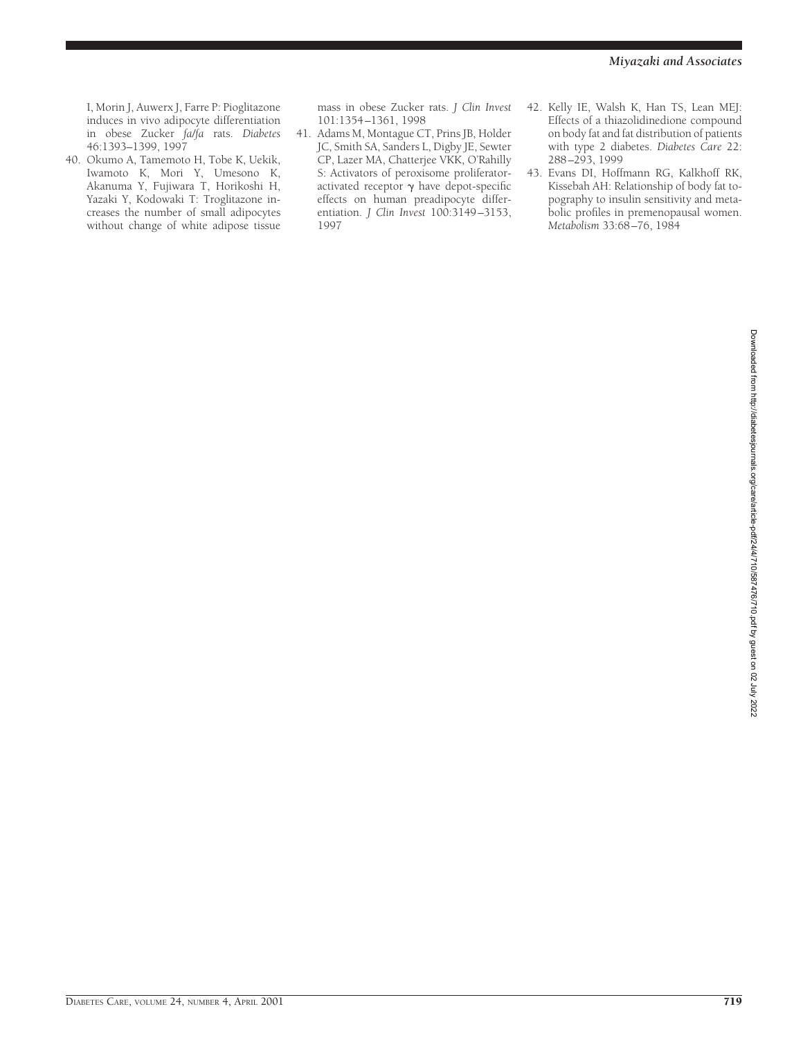I, Morin J, Auwerx J, Farre P: Pioglitazone induces in vivo adipocyte differentiation in obese Zucker *fa/fa* rats. *Diabetes* 46:1393–1399, 1997

40. Okumo A, Tamemoto H, Tobe K, Uekik, Iwamoto K, Mori Y, Umesono K, Akanuma Y, Fujiwara T, Horikoshi H, Yazaki Y, Kodowaki T: Troglitazone increases the number of small adipocytes without change of white adipose tissue mass in obese Zucker rats. *J Clin Invest* 101:1354–1361, 1998
41. Adams M, Montague CT, Prins JB, Holder JC, Smith SA, Sanders L, Digby JE, Sewter CP, Lazer MA, Chatterjee VKK, O'Rahilly S: Activators of peroxisome proliferator-activated receptor γ have depot-specific effects on human preadipocyte differentiation. *J Clin Invest* 100:3149–3153, 1997
42. Kelly IE, Walsh K, Han TS, Lean MEJ: Effects of a thiazolidinedione compound on body fat and fat distribution of patients with type 2 diabetes. *Diabetes Care* 22: 288–293, 1999
43. Evans DI, Hoffmann RG, Kalkhoff RK, Kissebah AH: Relationship of body fat topography to insulin sensitivity and metabolic profiles in premenopausal women. *Metabolism* 33:68–76, 1984